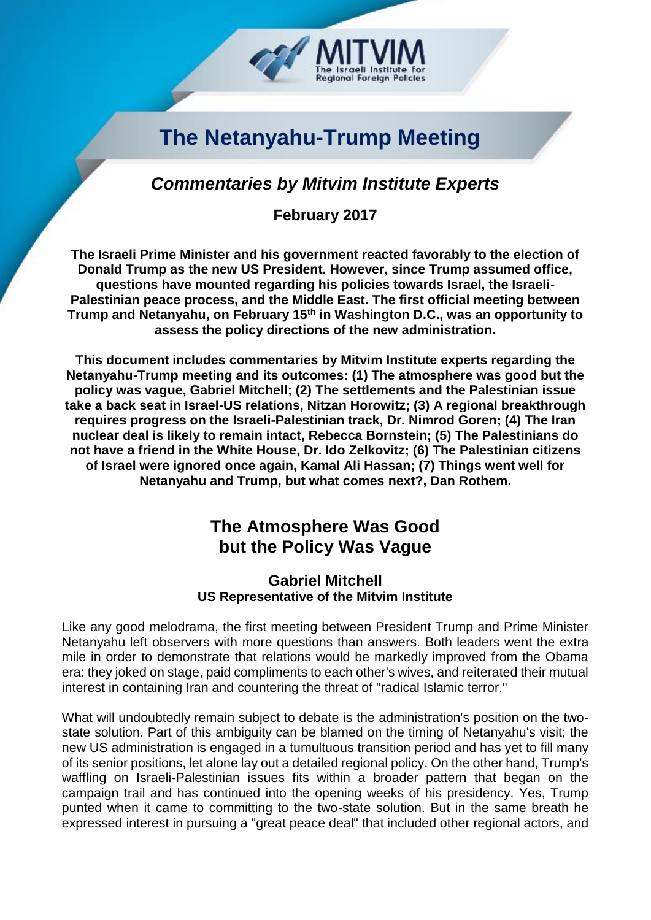MITVIM
The Israeli Institute For Regional Foreign Policies

# The Netanyahu-Trump Meeting

## *Commentaries by Mitvim Institute Experts*

**February 2017**

**The Israeli Prime Minister and his government reacted favorably to the election of Donald Trump as the new US President. However, since Trump assumed office, questions have mounted regarding his policies towards Israel, the Israeli-Palestinian peace process, and the Middle East. The first official meeting between Trump and Netanyahu, on February 15th in Washington D.C., was an opportunity to assess the policy directions of the new administration.**

**This document includes commentaries by Mitvim Institute experts regarding the Netanyahu-Trump meeting and its outcomes: (1) The atmosphere was good but the policy was vague, Gabriel Mitchell; (2) The settlements and the Palestinian issue take a back seat in Israel-US relations, Nitzan Horowitz; (3) A regional breakthrough requires progress on the Israeli-Palestinian track, Dr. Nimrod Goren; (4) The Iran nuclear deal is likely to remain intact, Rebecca Bornstein; (5) The Palestinians do not have a friend in the White House, Dr. Ido Zelkovitz; (6) The Palestinian citizens of Israel were ignored once again, Kamal Ali Hassan; (7) Things went well for Netanyahu and Trump, but what comes next?, Dan Rothem.**

## The Atmosphere Was Good but the Policy Was Vague

**Gabriel Mitchell**
**US Representative of the Mitvim Institute**

Like any good melodrama, the first meeting between President Trump and Prime Minister Netanyahu left observers with more questions than answers. Both leaders went the extra mile in order to demonstrate that relations would be markedly improved from the Obama era: they joked on stage, paid compliments to each other's wives, and reiterated their mutual interest in containing Iran and countering the threat of "radical Islamic terror."

What will undoubtedly remain subject to debate is the administration's position on the two-state solution. Part of this ambiguity can be blamed on the timing of Netanyahu's visit; the new US administration is engaged in a tumultuous transition period and has yet to fill many of its senior positions, let alone lay out a detailed regional policy. On the other hand, Trump's waffling on Israeli-Palestinian issues fits within a broader pattern that began on the campaign trail and has continued into the opening weeks of his presidency. Yes, Trump punted when it came to committing to the two-state solution. But in the same breath he expressed interest in pursuing a "great peace deal" that included other regional actors, and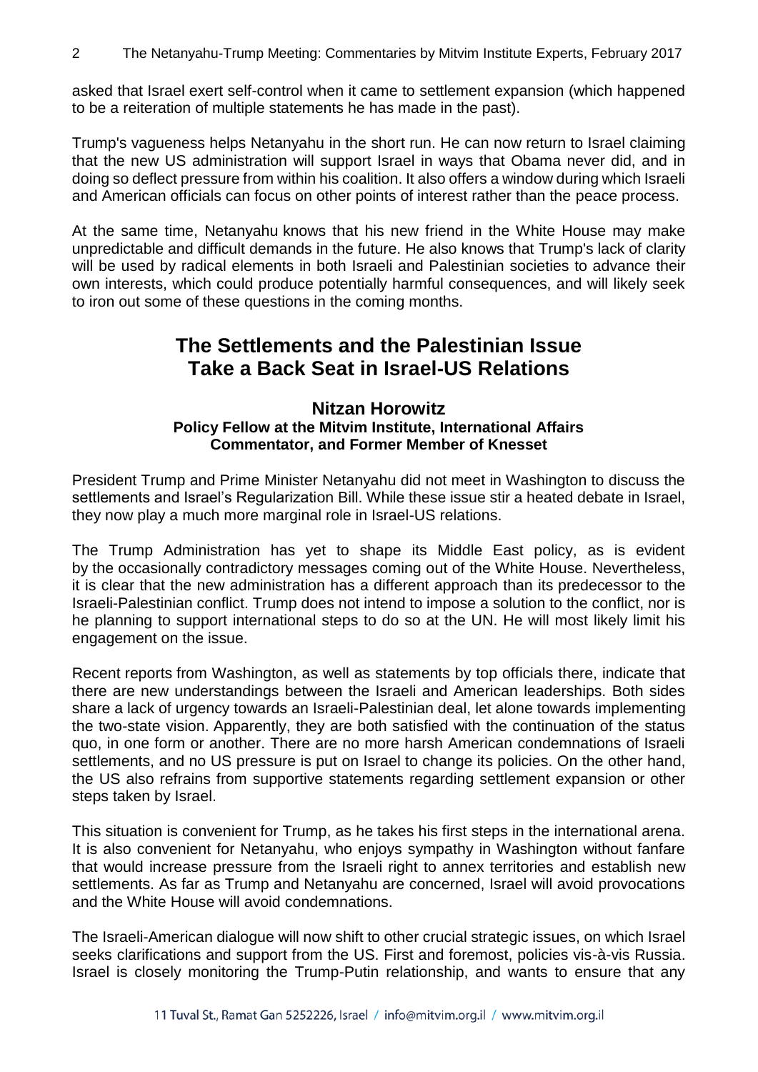asked that Israel exert self-control when it came to settlement expansion (which happened to be a reiteration of multiple statements he has made in the past).

Trump's vagueness helps Netanyahu in the short run. He can now return to Israel claiming that the new US administration will support Israel in ways that Obama never did, and in doing so deflect pressure from within his coalition. It also offers a window during which Israeli and American officials can focus on other points of interest rather than the peace process.

At the same time, Netanyahu knows that his new friend in the White House may make unpredictable and difficult demands in the future. He also knows that Trump's lack of clarity will be used by radical elements in both Israeli and Palestinian societies to advance their own interests, which could produce potentially harmful consequences, and will likely seek to iron out some of these questions in the coming months.

## The Settlements and the Palestinian Issue Take a Back Seat in Israel-US Relations

### Nitzan Horowitz

**Policy Fellow at the Mitvim Institute, International Affairs Commentator, and Former Member of Knesset**

President Trump and Prime Minister Netanyahu did not meet in Washington to discuss the settlements and Israel's Regularization Bill. While these issue stir a heated debate in Israel, they now play a much more marginal role in Israel-US relations.

The Trump Administration has yet to shape its Middle East policy, as is evident by the occasionally contradictory messages coming out of the White House. Nevertheless, it is clear that the new administration has a different approach than its predecessor to the Israeli-Palestinian conflict. Trump does not intend to impose a solution to the conflict, nor is he planning to support international steps to do so at the UN. He will most likely limit his engagement on the issue.

Recent reports from Washington, as well as statements by top officials there, indicate that there are new understandings between the Israeli and American leaderships. Both sides share a lack of urgency towards an Israeli-Palestinian deal, let alone towards implementing the two-state vision. Apparently, they are both satisfied with the continuation of the status quo, in one form or another. There are no more harsh American condemnations of Israeli settlements, and no US pressure is put on Israel to change its policies. On the other hand, the US also refrains from supportive statements regarding settlement expansion or other steps taken by Israel.

This situation is convenient for Trump, as he takes his first steps in the international arena. It is also convenient for Netanyahu, who enjoys sympathy in Washington without fanfare that would increase pressure from the Israeli right to annex territories and establish new settlements. As far as Trump and Netanyahu are concerned, Israel will avoid provocations and the White House will avoid condemnations.

The Israeli-American dialogue will now shift to other crucial strategic issues, on which Israel seeks clarifications and support from the US. First and foremost, policies vis-à-vis Russia. Israel is closely monitoring the Trump-Putin relationship, and wants to ensure that any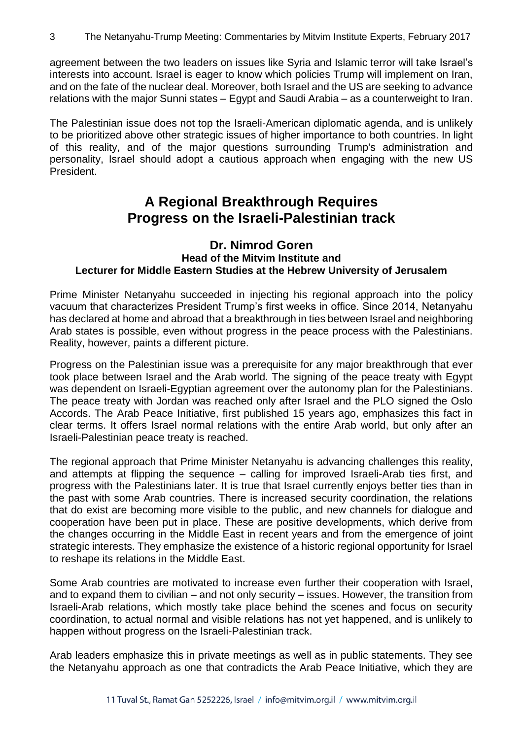agreement between the two leaders on issues like Syria and Islamic terror will take Israel's interests into account. Israel is eager to know which policies Trump will implement on Iran, and on the fate of the nuclear deal. Moreover, both Israel and the US are seeking to advance relations with the major Sunni states – Egypt and Saudi Arabia – as a counterweight to Iran.

The Palestinian issue does not top the Israeli-American diplomatic agenda, and is unlikely to be prioritized above other strategic issues of higher importance to both countries. In light of this reality, and of the major questions surrounding Trump's administration and personality, Israel should adopt a cautious approach when engaging with the new US President.

## A Regional Breakthrough Requires Progress on the Israeli-Palestinian track

**Dr. Nimrod Goren**
**Head of the Mitvim Institute and**
**Lecturer for Middle Eastern Studies at the Hebrew University of Jerusalem**

Prime Minister Netanyahu succeeded in injecting his regional approach into the policy vacuum that characterizes President Trump's first weeks in office. Since 2014, Netanyahu has declared at home and abroad that a breakthrough in ties between Israel and neighboring Arab states is possible, even without progress in the peace process with the Palestinians. Reality, however, paints a different picture.

Progress on the Palestinian issue was a prerequisite for any major breakthrough that ever took place between Israel and the Arab world. The signing of the peace treaty with Egypt was dependent on Israeli-Egyptian agreement over the autonomy plan for the Palestinians. The peace treaty with Jordan was reached only after Israel and the PLO signed the Oslo Accords. The Arab Peace Initiative, first published 15 years ago, emphasizes this fact in clear terms. It offers Israel normal relations with the entire Arab world, but only after an Israeli-Palestinian peace treaty is reached.

The regional approach that Prime Minister Netanyahu is advancing challenges this reality, and attempts at flipping the sequence – calling for improved Israeli-Arab ties first, and progress with the Palestinians later. It is true that Israel currently enjoys better ties than in the past with some Arab countries. There is increased security coordination, the relations that do exist are becoming more visible to the public, and new channels for dialogue and cooperation have been put in place. These are positive developments, which derive from the changes occurring in the Middle East in recent years and from the emergence of joint strategic interests. They emphasize the existence of a historic regional opportunity for Israel to reshape its relations in the Middle East.

Some Arab countries are motivated to increase even further their cooperation with Israel, and to expand them to civilian – and not only security – issues. However, the transition from Israeli-Arab relations, which mostly take place behind the scenes and focus on security coordination, to actual normal and visible relations has not yet happened, and is unlikely to happen without progress on the Israeli-Palestinian track.

Arab leaders emphasize this in private meetings as well as in public statements. They see the Netanyahu approach as one that contradicts the Arab Peace Initiative, which they are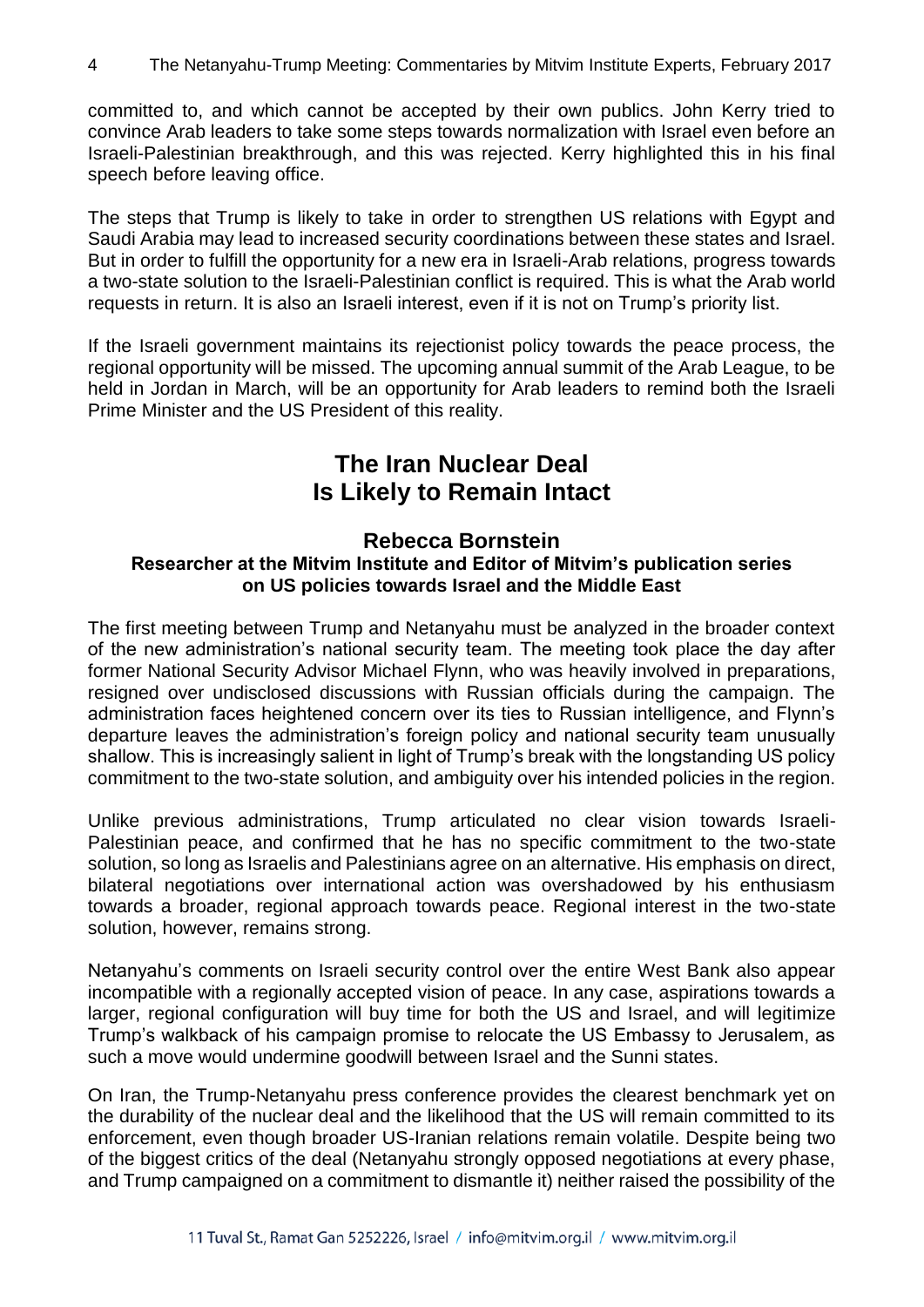committed to, and which cannot be accepted by their own publics. John Kerry tried to convince Arab leaders to take some steps towards normalization with Israel even before an Israeli-Palestinian breakthrough, and this was rejected. Kerry highlighted this in his final speech before leaving office.

The steps that Trump is likely to take in order to strengthen US relations with Egypt and Saudi Arabia may lead to increased security coordinations between these states and Israel. But in order to fulfill the opportunity for a new era in Israeli-Arab relations, progress towards a two-state solution to the Israeli-Palestinian conflict is required. This is what the Arab world requests in return. It is also an Israeli interest, even if it is not on Trump's priority list.

If the Israeli government maintains its rejectionist policy towards the peace process, the regional opportunity will be missed. The upcoming annual summit of the Arab League, to be held in Jordan in March, will be an opportunity for Arab leaders to remind both the Israeli Prime Minister and the US President of this reality.

## The Iran Nuclear Deal Is Likely to Remain Intact

### Rebecca Bornstein

**Researcher at the Mitvim Institute and Editor of Mitvim's publication series on US policies towards Israel and the Middle East**

The first meeting between Trump and Netanyahu must be analyzed in the broader context of the new administration's national security team. The meeting took place the day after former National Security Advisor Michael Flynn, who was heavily involved in preparations, resigned over undisclosed discussions with Russian officials during the campaign. The administration faces heightened concern over its ties to Russian intelligence, and Flynn's departure leaves the administration's foreign policy and national security team unusually shallow. This is increasingly salient in light of Trump's break with the longstanding US policy commitment to the two-state solution, and ambiguity over his intended policies in the region.

Unlike previous administrations, Trump articulated no clear vision towards Israeli-Palestinian peace, and confirmed that he has no specific commitment to the two-state solution, so long as Israelis and Palestinians agree on an alternative. His emphasis on direct, bilateral negotiations over international action was overshadowed by his enthusiasm towards a broader, regional approach towards peace. Regional interest in the two-state solution, however, remains strong.

Netanyahu's comments on Israeli security control over the entire West Bank also appear incompatible with a regionally accepted vision of peace. In any case, aspirations towards a larger, regional configuration will buy time for both the US and Israel, and will legitimize Trump's walkback of his campaign promise to relocate the US Embassy to Jerusalem, as such a move would undermine goodwill between Israel and the Sunni states.

On Iran, the Trump-Netanyahu press conference provides the clearest benchmark yet on the durability of the nuclear deal and the likelihood that the US will remain committed to its enforcement, even though broader US-Iranian relations remain volatile. Despite being two of the biggest critics of the deal (Netanyahu strongly opposed negotiations at every phase, and Trump campaigned on a commitment to dismantle it) neither raised the possibility of the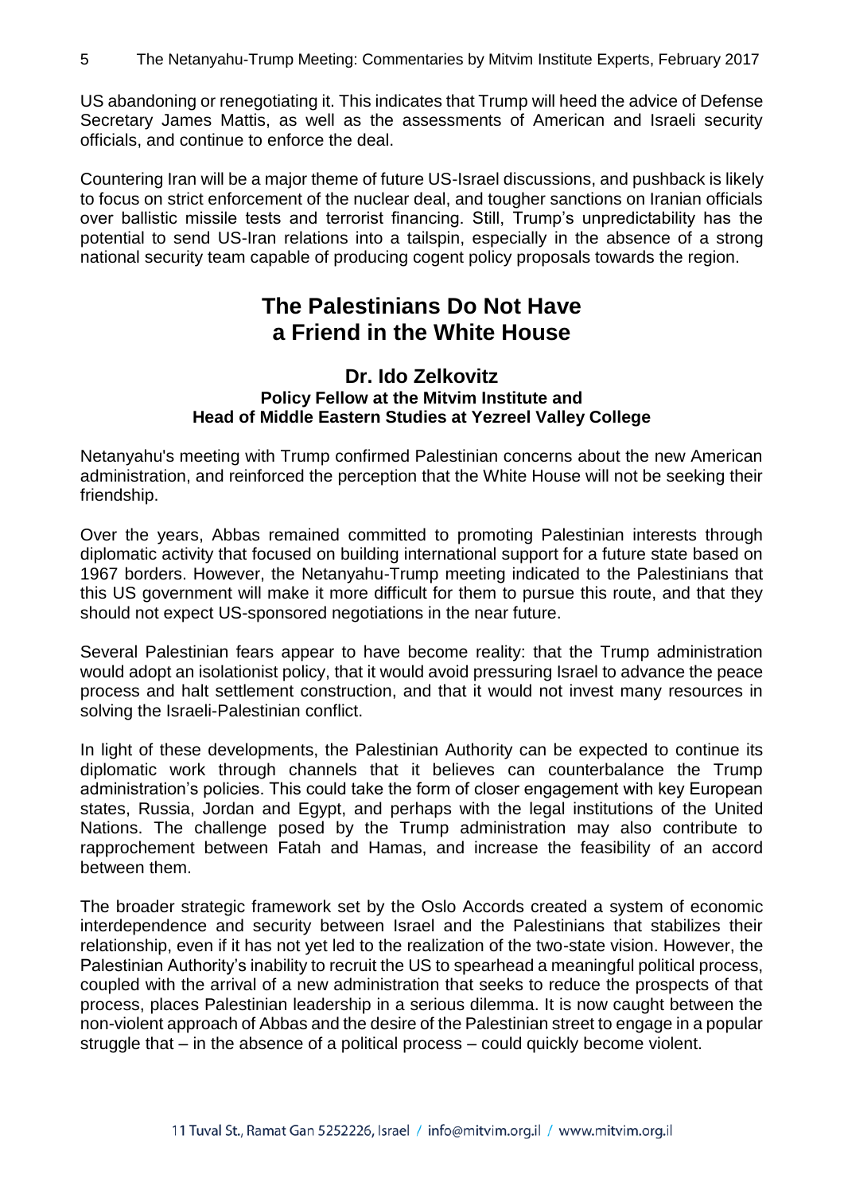US abandoning or renegotiating it. This indicates that Trump will heed the advice of Defense Secretary James Mattis, as well as the assessments of American and Israeli security officials, and continue to enforce the deal.

Countering Iran will be a major theme of future US-Israel discussions, and pushback is likely to focus on strict enforcement of the nuclear deal, and tougher sanctions on Iranian officials over ballistic missile tests and terrorist financing. Still, Trump's unpredictability has the potential to send US-Iran relations into a tailspin, especially in the absence of a strong national security team capable of producing cogent policy proposals towards the region.

## The Palestinians Do Not Have a Friend in the White House

**Dr. Ido Zelkovitz**
**Policy Fellow at the Mitvim Institute and Head of Middle Eastern Studies at Yezreel Valley College**

Netanyahu's meeting with Trump confirmed Palestinian concerns about the new American administration, and reinforced the perception that the White House will not be seeking their friendship.

Over the years, Abbas remained committed to promoting Palestinian interests through diplomatic activity that focused on building international support for a future state based on 1967 borders. However, the Netanyahu-Trump meeting indicated to the Palestinians that this US government will make it more difficult for them to pursue this route, and that they should not expect US-sponsored negotiations in the near future.

Several Palestinian fears appear to have become reality: that the Trump administration would adopt an isolationist policy, that it would avoid pressuring Israel to advance the peace process and halt settlement construction, and that it would not invest many resources in solving the Israeli-Palestinian conflict.

In light of these developments, the Palestinian Authority can be expected to continue its diplomatic work through channels that it believes can counterbalance the Trump administration's policies. This could take the form of closer engagement with key European states, Russia, Jordan and Egypt, and perhaps with the legal institutions of the United Nations. The challenge posed by the Trump administration may also contribute to rapprochement between Fatah and Hamas, and increase the feasibility of an accord between them.

The broader strategic framework set by the Oslo Accords created a system of economic interdependence and security between Israel and the Palestinians that stabilizes their relationship, even if it has not yet led to the realization of the two-state vision. However, the Palestinian Authority's inability to recruit the US to spearhead a meaningful political process, coupled with the arrival of a new administration that seeks to reduce the prospects of that process, places Palestinian leadership in a serious dilemma. It is now caught between the non-violent approach of Abbas and the desire of the Palestinian street to engage in a popular struggle that – in the absence of a political process – could quickly become violent.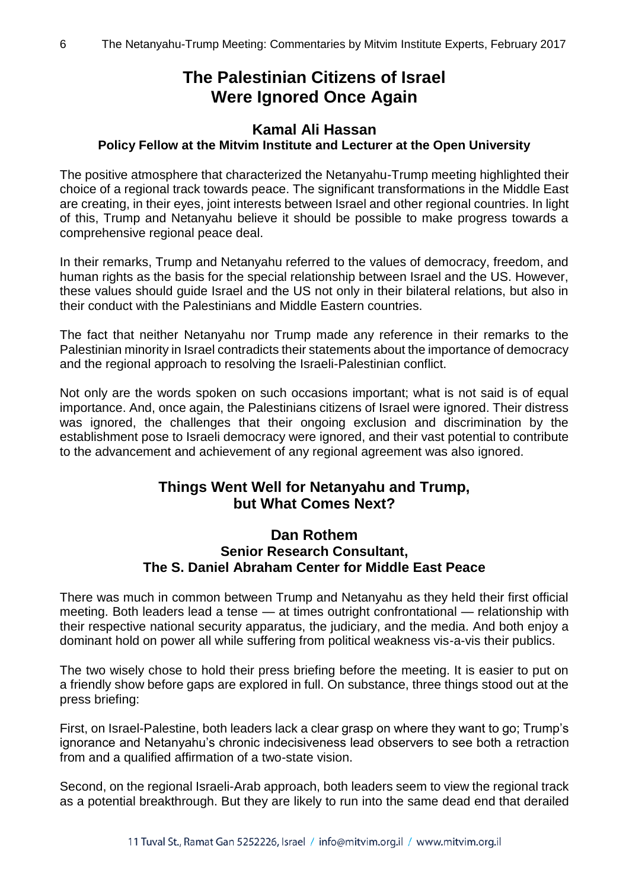## The Palestinian Citizens of Israel Were Ignored Once Again

### Kamal Ali Hassan
**Policy Fellow at the Mitvim Institute and Lecturer at the Open University**

The positive atmosphere that characterized the Netanyahu-Trump meeting highlighted their choice of a regional track towards peace. The significant transformations in the Middle East are creating, in their eyes, joint interests between Israel and other regional countries. In light of this, Trump and Netanyahu believe it should be possible to make progress towards a comprehensive regional peace deal.

In their remarks, Trump and Netanyahu referred to the values of democracy, freedom, and human rights as the basis for the special relationship between Israel and the US. However, these values should guide Israel and the US not only in their bilateral relations, but also in their conduct with the Palestinians and Middle Eastern countries.

The fact that neither Netanyahu nor Trump made any reference in their remarks to the Palestinian minority in Israel contradicts their statements about the importance of democracy and the regional approach to resolving the Israeli-Palestinian conflict.

Not only are the words spoken on such occasions important; what is not said is of equal importance. And, once again, the Palestinians citizens of Israel were ignored. Their distress was ignored, the challenges that their ongoing exclusion and discrimination by the establishment pose to Israeli democracy were ignored, and their vast potential to contribute to the advancement and achievement of any regional agreement was also ignored.

## Things Went Well for Netanyahu and Trump, but What Comes Next?

### Dan Rothem
**Senior Research Consultant, The S. Daniel Abraham Center for Middle East Peace**

There was much in common between Trump and Netanyahu as they held their first official meeting. Both leaders lead a tense — at times outright confrontational — relationship with their respective national security apparatus, the judiciary, and the media. And both enjoy a dominant hold on power all while suffering from political weakness vis-a-vis their publics.

The two wisely chose to hold their press briefing before the meeting. It is easier to put on a friendly show before gaps are explored in full. On substance, three things stood out at the press briefing:

First, on Israel-Palestine, both leaders lack a clear grasp on where they want to go; Trump's ignorance and Netanyahu's chronic indecisiveness lead observers to see both a retraction from and a qualified affirmation of a two-state vision.

Second, on the regional Israeli-Arab approach, both leaders seem to view the regional track as a potential breakthrough. But they are likely to run into the same dead end that derailed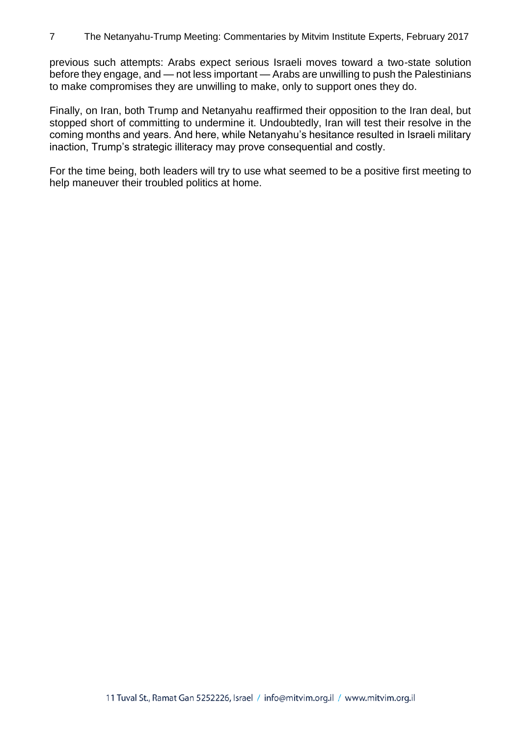previous such attempts: Arabs expect serious Israeli moves toward a two-state solution before they engage, and — not less important — Arabs are unwilling to push the Palestinians to make compromises they are unwilling to make, only to support ones they do.

Finally, on Iran, both Trump and Netanyahu reaffirmed their opposition to the Iran deal, but stopped short of committing to undermine it. Undoubtedly, Iran will test their resolve in the coming months and years. And here, while Netanyahu's hesitance resulted in Israeli military inaction, Trump's strategic illiteracy may prove consequential and costly.

For the time being, both leaders will try to use what seemed to be a positive first meeting to help maneuver their troubled politics at home.